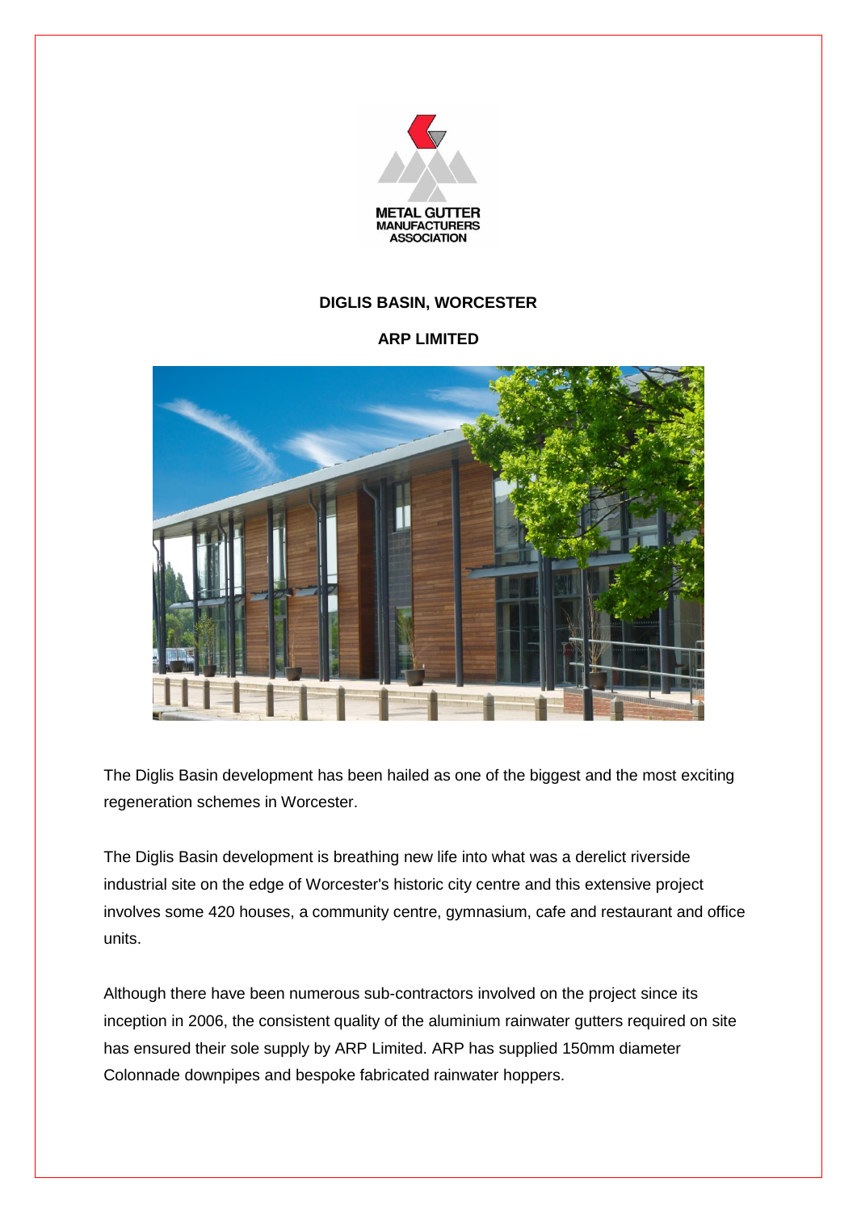METAL GUTTER MANUFACTURERS ASSOCIATION

**DIGLIS BASIN, WORCESTER**

**ARP LIMITED**

The Diglis Basin development has been hailed as one of the biggest and the most exciting regeneration schemes in Worcester.

The Diglis Basin development is breathing new life into what was a derelict riverside industrial site on the edge of Worcester's historic city centre and this extensive project involves some 420 houses, a community centre, gymnasium, cafe and restaurant and office units.

Although there have been numerous sub-contractors involved on the project since its inception in 2006, the consistent quality of the aluminium rainwater gutters required on site has ensured their sole supply by ARP Limited. ARP has supplied 150mm diameter Colonnade downpipes and bespoke fabricated rainwater hoppers.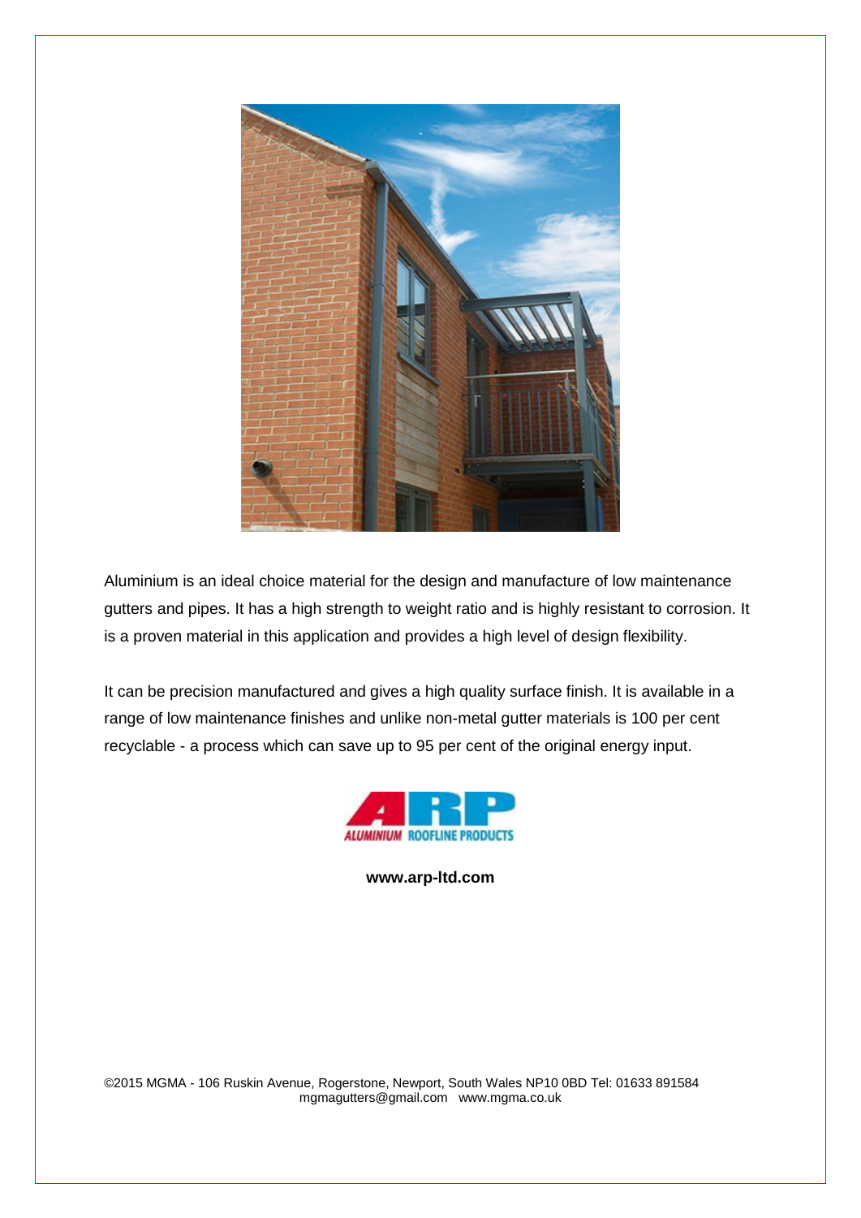Aluminium is an ideal choice material for the design and manufacture of low maintenance gutters and pipes. It has a high strength to weight ratio and is highly resistant to corrosion. It is a proven material in this application and provides a high level of design flexibility.

It can be precision manufactured and gives a high quality surface finish. It is available in a range of low maintenance finishes and unlike non-metal gutter materials is 100 per cent recyclable - a process which can save up to 95 per cent of the original energy input.

ARP
ALUMINIUM ROOFLINE PRODUCTS

**www.arp-ltd.com**

©2015 MGMA - 106 Ruskin Avenue, Rogerstone, Newport, South Wales NP10 0BD Tel: 01633 891584
mgmagutters@gmail.com www.mgma.co.uk